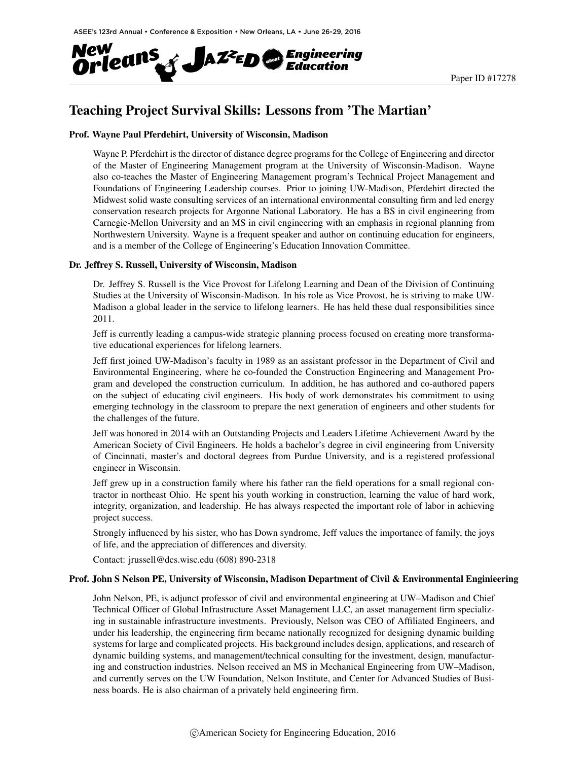Paper ID #17278

# Teaching Project Survival Skills: Lessons from 'The Martian'

### Prof. Wayne Paul Pferdehirt, University of Wisconsin, Madison

Wayne P. Pferdehirt is the director of distance degree programs for the College of Engineering and director of the Master of Engineering Management program at the University of Wisconsin-Madison. Wayne also co-teaches the Master of Engineering Management program's Technical Project Management and Foundations of Engineering Leadership courses. Prior to joining UW-Madison, Pferdehirt directed the Midwest solid waste consulting services of an international environmental consulting firm and led energy conservation research projects for Argonne National Laboratory. He has a BS in civil engineering from Carnegie-Mellon University and an MS in civil engineering with an emphasis in regional planning from Northwestern University. Wayne is a frequent speaker and author on continuing education for engineers, and is a member of the College of Engineering's Education Innovation Committee.

### Dr. Jeffrey S. Russell, University of Wisconsin, Madison

Dr. Jeffrey S. Russell is the Vice Provost for Lifelong Learning and Dean of the Division of Continuing Studies at the University of Wisconsin-Madison. In his role as Vice Provost, he is striving to make UW-Madison a global leader in the service to lifelong learners. He has held these dual responsibilities since 2011.

Jeff is currently leading a campus-wide strategic planning process focused on creating more transformative educational experiences for lifelong learners.

Jeff first joined UW-Madison's faculty in 1989 as an assistant professor in the Department of Civil and Environmental Engineering, where he co-founded the Construction Engineering and Management Program and developed the construction curriculum. In addition, he has authored and co-authored papers on the subject of educating civil engineers. His body of work demonstrates his commitment to using emerging technology in the classroom to prepare the next generation of engineers and other students for the challenges of the future.

Jeff was honored in 2014 with an Outstanding Projects and Leaders Lifetime Achievement Award by the American Society of Civil Engineers. He holds a bachelor's degree in civil engineering from University of Cincinnati, master's and doctoral degrees from Purdue University, and is a registered professional engineer in Wisconsin.

Jeff grew up in a construction family where his father ran the field operations for a small regional contractor in northeast Ohio. He spent his youth working in construction, learning the value of hard work, integrity, organization, and leadership. He has always respected the important role of labor in achieving project success.

Strongly influenced by his sister, who has Down syndrome, Jeff values the importance of family, the joys of life, and the appreciation of differences and diversity.

Contact: jrussell@dcs.wisc.edu (608) 890-2318

### Prof. John S Nelson PE, University of Wisconsin, Madison Department of Civil & Environmental Enginieering

John Nelson, PE, is adjunct professor of civil and environmental engineering at UW–Madison and Chief Technical Officer of Global Infrastructure Asset Management LLC, an asset management firm specializing in sustainable infrastructure investments. Previously, Nelson was CEO of Affiliated Engineers, and under his leadership, the engineering firm became nationally recognized for designing dynamic building systems for large and complicated projects. His background includes design, applications, and research of dynamic building systems, and management/technical consulting for the investment, design, manufacturing and construction industries. Nelson received an MS in Mechanical Engineering from UW–Madison, and currently serves on the UW Foundation, Nelson Institute, and Center for Advanced Studies of Business boards. He is also chairman of a privately held engineering firm.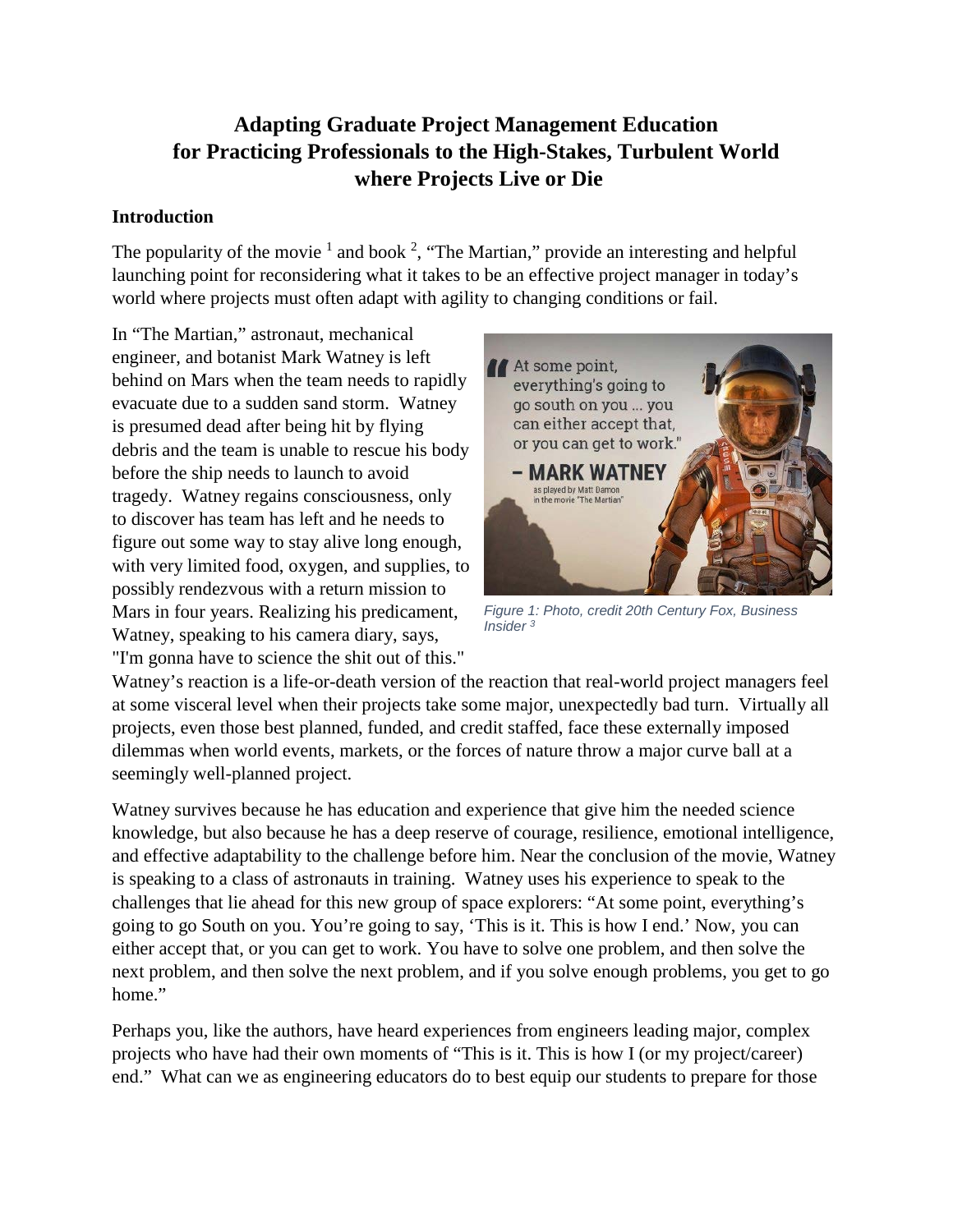# Adapting Graduate Project Management Education for Practicing Professionals to the High-Stakes, Turbulent World where Projects Live or Die

## Introduction

The popularity of the movie [1] and book [2], "The Martian," provide an interesting and helpful launching point for reconsidering what it takes to be an effective project manager in today's world where projects must often adapt with agility to changing conditions or fail.

In "The Martian," astronaut, mechanical engineer, and botanist Mark Watney is left behind on Mars when the team needs to rapidly evacuate due to a sudden sand storm. Watney is presumed dead after being hit by flying debris and the team is unable to rescue his body before the ship needs to launch to avoid tragedy. Watney regains consciousness, only to discover has team has left and he needs to figure out some way to stay alive long enough, with very limited food, oxygen, and supplies, to possibly rendezvous with a return mission to Mars in four years. Realizing his predicament, Watney, speaking to his camera diary, says, "I'm gonna have to science the shit out of this."

*Figure 1: Photo, credit 20th Century Fox, Business Insider [3]*

Watney's reaction is a life-or-death version of the reaction that real-world project managers feel at some visceral level when their projects take some major, unexpectedly bad turn. Virtually all projects, even those best planned, funded, and credit staffed, face these externally imposed dilemmas when world events, markets, or the forces of nature throw a major curve ball at a seemingly well-planned project.

Watney survives because he has education and experience that give him the needed science knowledge, but also because he has a deep reserve of courage, resilience, emotional intelligence, and effective adaptability to the challenge before him. Near the conclusion of the movie, Watney is speaking to a class of astronauts in training. Watney uses his experience to speak to the challenges that lie ahead for this new group of space explorers: "At some point, everything's going to go South on you. You're going to say, 'This is it. This is how I end.' Now, you can either accept that, or you can get to work. You have to solve one problem, and then solve the next problem, and then solve the next problem, and if you solve enough problems, you get to go home."

Perhaps you, like the authors, have heard experiences from engineers leading major, complex projects who have had their own moments of "This is it. This is how I (or my project/career) end." What can we as engineering educators do to best equip our students to prepare for those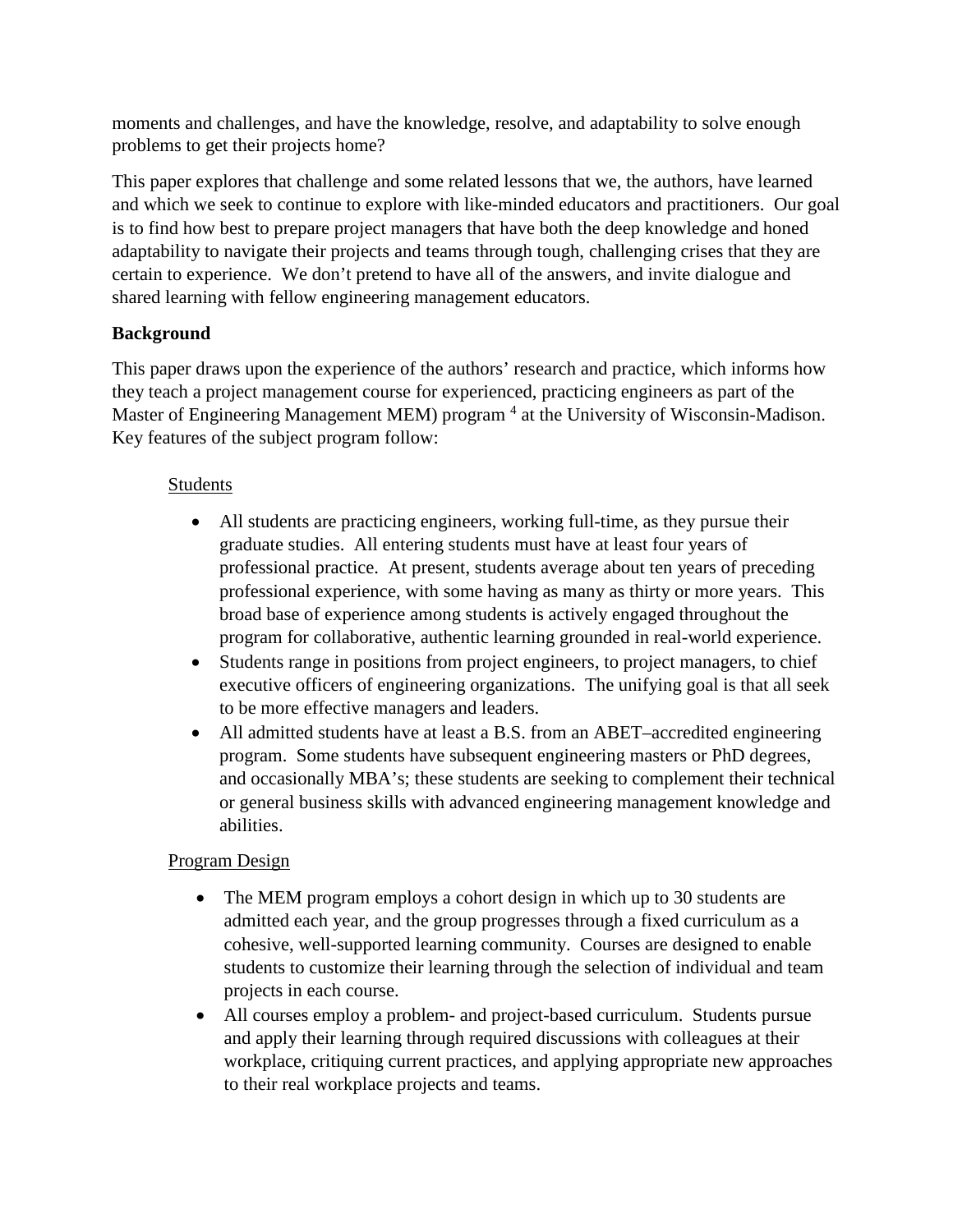moments and challenges, and have the knowledge, resolve, and adaptability to solve enough problems to get their projects home?

This paper explores that challenge and some related lessons that we, the authors, have learned and which we seek to continue to explore with like-minded educators and practitioners. Our goal is to find how best to prepare project managers that have both the deep knowledge and honed adaptability to navigate their projects and teams through tough, challenging crises that they are certain to experience. We don't pretend to have all of the answers, and invite dialogue and shared learning with fellow engineering management educators.

## Background

This paper draws upon the experience of the authors' research and practice, which informs how they teach a project management course for experienced, practicing engineers as part of the Master of Engineering Management MEM) program [4] at the University of Wisconsin-Madison. Key features of the subject program follow:

### Students

- All students are practicing engineers, working full-time, as they pursue their graduate studies. All entering students must have at least four years of professional practice. At present, students average about ten years of preceding professional experience, with some having as many as thirty or more years. This broad base of experience among students is actively engaged throughout the program for collaborative, authentic learning grounded in real-world experience.
- Students range in positions from project engineers, to project managers, to chief executive officers of engineering organizations. The unifying goal is that all seek to be more effective managers and leaders.
- All admitted students have at least a B.S. from an ABET–accredited engineering program. Some students have subsequent engineering masters or PhD degrees, and occasionally MBA's; these students are seeking to complement their technical or general business skills with advanced engineering management knowledge and abilities.

### Program Design

- The MEM program employs a cohort design in which up to 30 students are admitted each year, and the group progresses through a fixed curriculum as a cohesive, well-supported learning community. Courses are designed to enable students to customize their learning through the selection of individual and team projects in each course.
- All courses employ a problem- and project-based curriculum. Students pursue and apply their learning through required discussions with colleagues at their workplace, critiquing current practices, and applying appropriate new approaches to their real workplace projects and teams.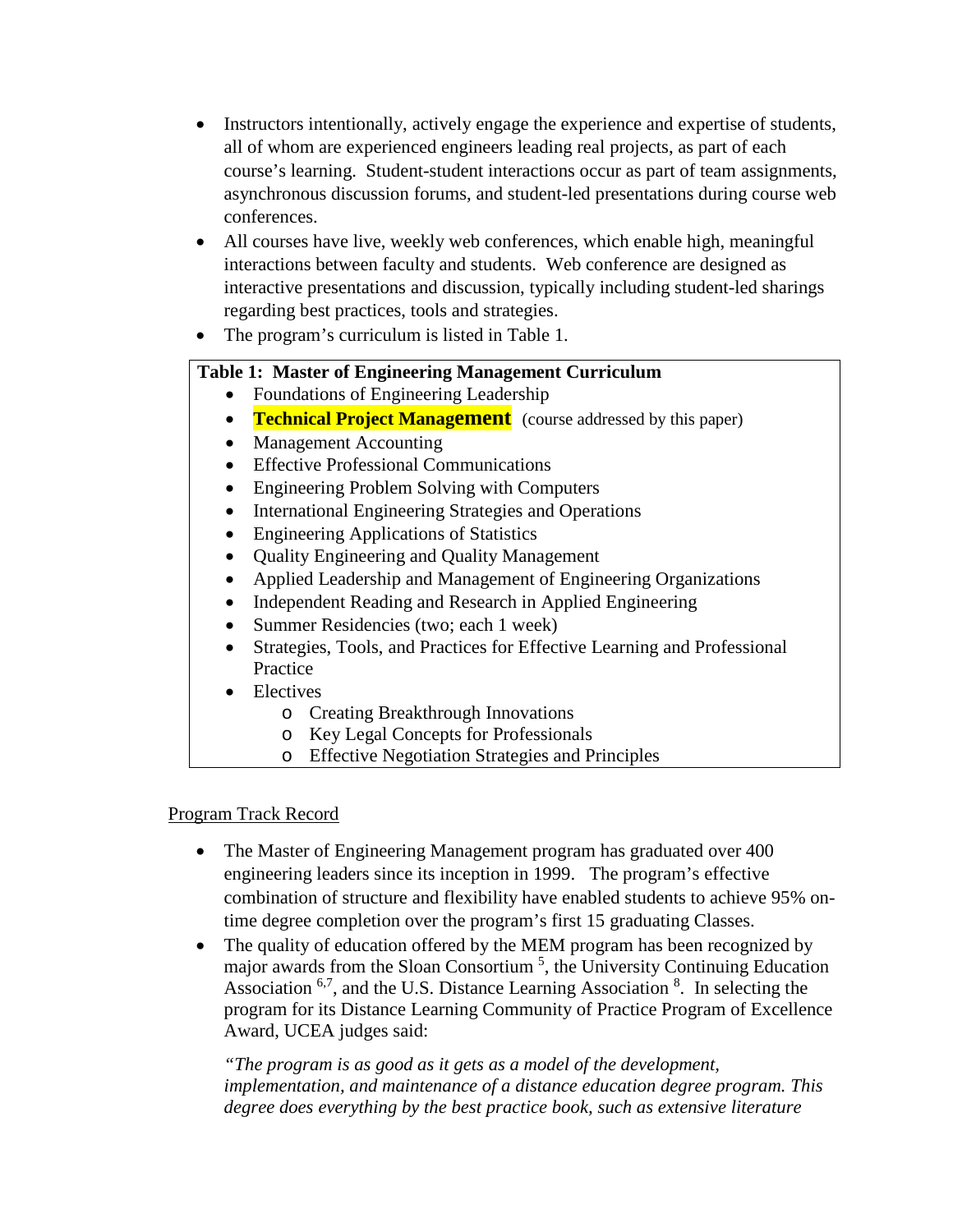- Instructors intentionally, actively engage the experience and expertise of students, all of whom are experienced engineers leading real projects, as part of each course's learning. Student-student interactions occur as part of team assignments, asynchronous discussion forums, and student-led presentations during course web conferences.
- All courses have live, weekly web conferences, which enable high, meaningful interactions between faculty and students. Web conference are designed as interactive presentations and discussion, typically including student-led sharings regarding best practices, tools and strategies.
- The program's curriculum is listed in Table 1.

**Table 1: Master of Engineering Management Curriculum**

- Foundations of Engineering Leadership
- **Technical Project Management** (course addressed by this paper)
- Management Accounting
- Effective Professional Communications
- Engineering Problem Solving with Computers
- International Engineering Strategies and Operations
- Engineering Applications of Statistics
- Quality Engineering and Quality Management
- Applied Leadership and Management of Engineering Organizations
- Independent Reading and Research in Applied Engineering
- Summer Residencies (two; each 1 week)
- Strategies, Tools, and Practices for Effective Learning and Professional Practice
- Electives
  - Creating Breakthrough Innovations
  - Key Legal Concepts for Professionals
  - Effective Negotiation Strategies and Principles

Program Track Record

- The Master of Engineering Management program has graduated over 400 engineering leaders since its inception in 1999. The program's effective combination of structure and flexibility have enabled students to achieve 95% on-time degree completion over the program's first 15 graduating Classes.
- The quality of education offered by the MEM program has been recognized by major awards from the Sloan Consortium [5], the University Continuing Education Association [6,7], and the U.S. Distance Learning Association [8]. In selecting the program for its Distance Learning Community of Practice Program of Excellence Award, UCEA judges said:

  *"The program is as good as it gets as a model of the development, implementation, and maintenance of a distance education degree program. This degree does everything by the best practice book, such as extensive literature*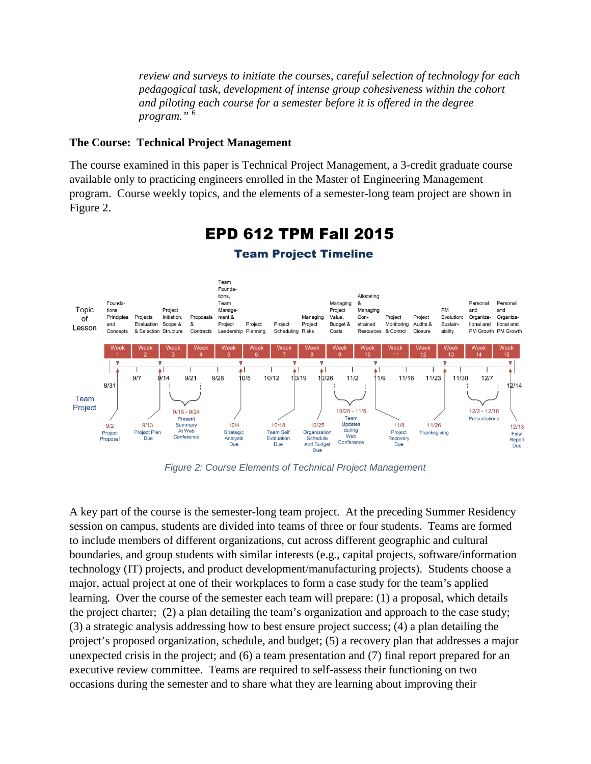*review and surveys to initiate the courses, careful selection of technology for each pedagogical task, development of intense group cohesiveness within the cohort and piloting each course for a semester before it is offered in the degree program."* [6]

**The Course: Technical Project Management**

The course examined in this paper is Technical Project Management, a 3-credit graduate course available only to practicing engineers enrolled in the Master of Engineering Management program. Course weekly topics, and the elements of a semester-long team project are shown in Figure 2.

**EPD 612 TPM Fall 2015**

**Team Project Timeline**

| Week | Date | Topic of Lesson |
|---|---|---|
| Week 1 | 8/31 | Foundations: Principles and Concepts |
| Week 2 | 9/7 | Projects Evaluation & Selection |
| Week 3 | 9/14 | Project Initiation, Scope & Structure |
| Week 4 | 9/21 | Proposals & Contracts |
| Week 5 | 9/28 | Team Foundations, Team Management & Project Leadership |
| Week 6 | 10/5 | Project Planning |
| Week 7 | 10/12 | Project Scheduling |
| Week 8 | 10/19 | Managing Project Risks |
| Week 9 | 10/26 | Managing Project Value, Budget & Costs |
| Week 10 | 11/2 | Allocating & Managing Con-strained Resources |
| Week 11 | 11/9 | Project Monitoring & Control |
| Week 12 | 11/16 | Project Audits & Closure |
| Week 13 | 11/23 | PM Evolution: Sustain-ability |
| Week 14 | 11/30 | Personal and Organiza-tional and PM Growth |
| Week 15 | 12/7 | Personal and Organiza-tional and PM Growth |
| | 12/14 | |

Team Project:

- 9/2 Project Proposal
- 9/13 Project Plan Due
- 9/16 - 9/24 Present Summary At Web Conference
- 10/4 Strategic Analysis Due
- 10/18 Team Self Evaluation Due
- 10/25 Organization Schedule And Budget Due
- 10/28 - 11/5 Team Updates during Web Conference
- 11/8 Project Recovery Due
- 11/26 Thanksgiving
- 12/2 - 12/10 Presentations
- 12/13 Final Report Due

*Figure 2: Course Elements of Technical Project Management*

A key part of the course is the semester-long team project. At the preceding Summer Residency session on campus, students are divided into teams of three or four students. Teams are formed to include members of different organizations, cut across different geographic and cultural boundaries, and group students with similar interests (e.g., capital projects, software/information technology (IT) projects, and product development/manufacturing projects). Students choose a major, actual project at one of their workplaces to form a case study for the team's applied learning. Over the course of the semester each team will prepare: (1) a proposal, which details the project charter; (2) a plan detailing the team's organization and approach to the case study; (3) a strategic analysis addressing how to best ensure project success; (4) a plan detailing the project's proposed organization, schedule, and budget; (5) a recovery plan that addresses a major unexpected crisis in the project; and (6) a team presentation and (7) final report prepared for an executive review committee. Teams are required to self-assess their functioning on two occasions during the semester and to share what they are learning about improving their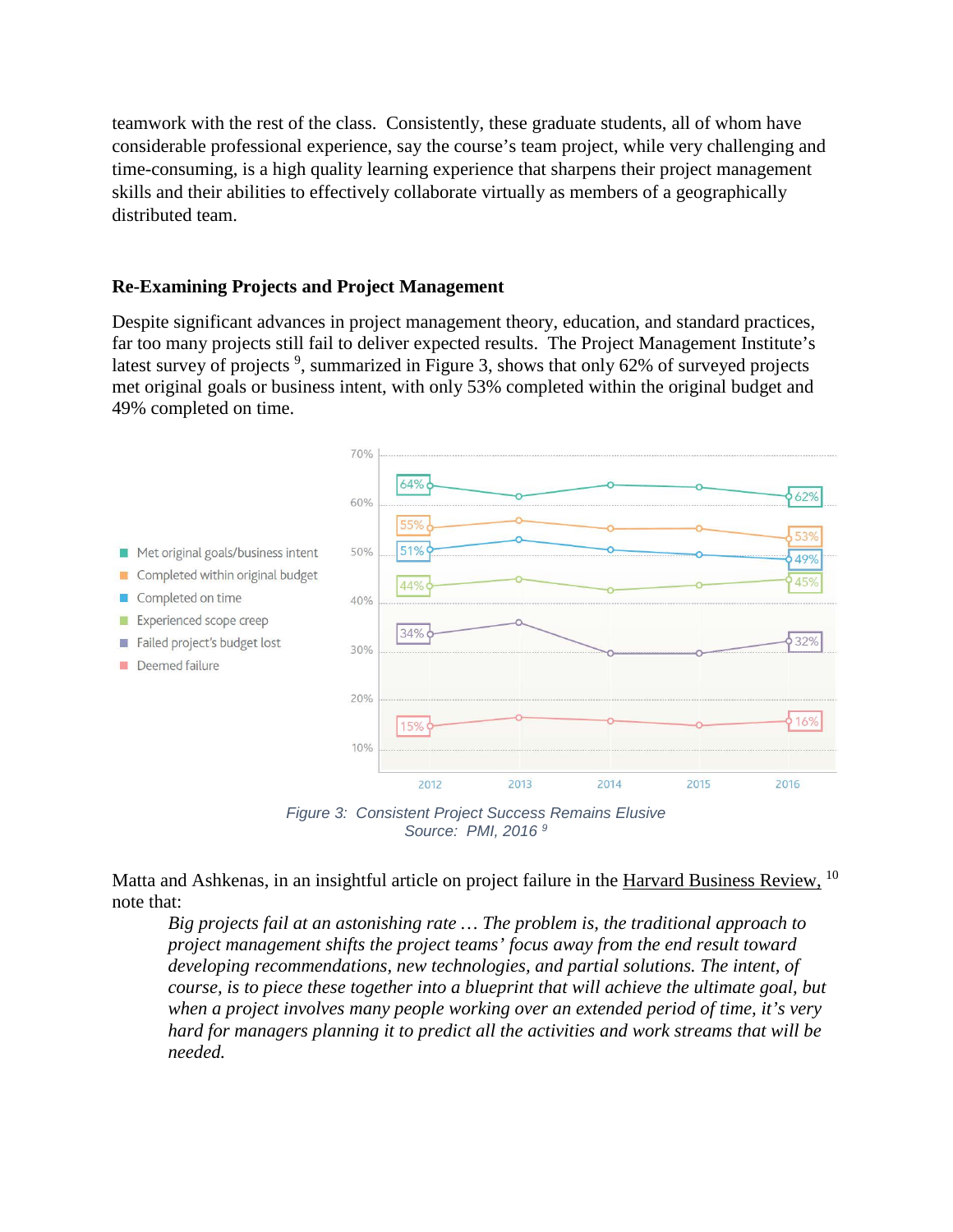teamwork with the rest of the class. Consistently, these graduate students, all of whom have considerable professional experience, say the course's team project, while very challenging and time-consuming, is a high quality learning experience that sharpens their project management skills and their abilities to effectively collaborate virtually as members of a geographically distributed team.

## Re-Examining Projects and Project Management

Despite significant advances in project management theory, education, and standard practices, far too many projects still fail to deliver expected results. The Project Management Institute's latest survey of projects [9], summarized in Figure 3, shows that only 62% of surveyed projects met original goals or business intent, with only 53% completed within the original budget and 49% completed on time.

*Figure 3: Consistent Project Success Remains Elusive*
*Source: PMI, 2016 [9]*

Matta and Ashkenas, in an insightful article on project failure in the Harvard Business Review, [10] note that:

> *Big projects fail at an astonishing rate … The problem is, the traditional approach to project management shifts the project teams' focus away from the end result toward developing recommendations, new technologies, and partial solutions. The intent, of course, is to piece these together into a blueprint that will achieve the ultimate goal, but when a project involves many people working over an extended period of time, it's very hard for managers planning it to predict all the activities and work streams that will be needed.*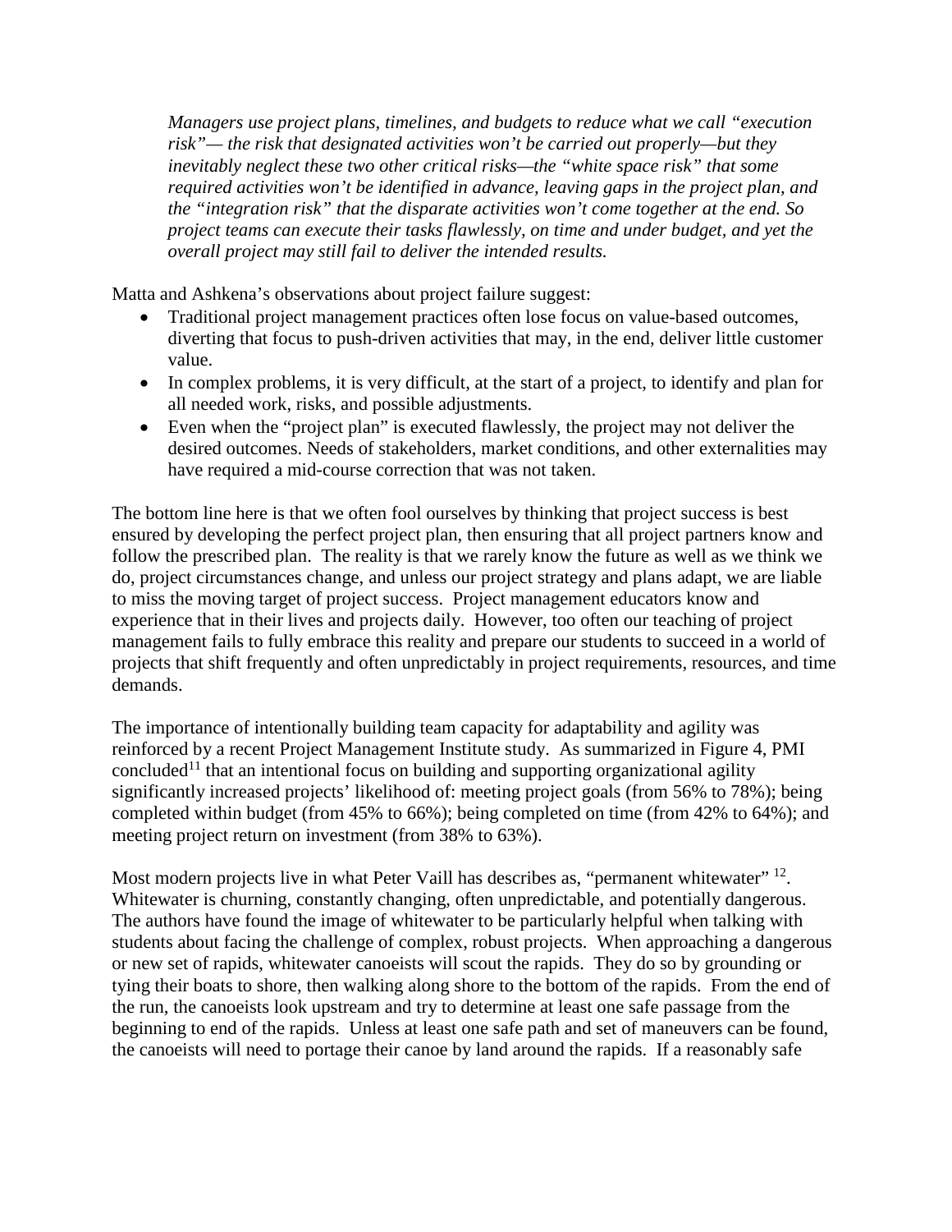*Managers use project plans, timelines, and budgets to reduce what we call "execution risk"— the risk that designated activities won't be carried out properly—but they inevitably neglect these two other critical risks—the "white space risk" that some required activities won't be identified in advance, leaving gaps in the project plan, and the "integration risk" that the disparate activities won't come together at the end. So project teams can execute their tasks flawlessly, on time and under budget, and yet the overall project may still fail to deliver the intended results.*

Matta and Ashkena's observations about project failure suggest:

- Traditional project management practices often lose focus on value-based outcomes, diverting that focus to push-driven activities that may, in the end, deliver little customer value.
- In complex problems, it is very difficult, at the start of a project, to identify and plan for all needed work, risks, and possible adjustments.
- Even when the "project plan" is executed flawlessly, the project may not deliver the desired outcomes. Needs of stakeholders, market conditions, and other externalities may have required a mid-course correction that was not taken.

The bottom line here is that we often fool ourselves by thinking that project success is best ensured by developing the perfect project plan, then ensuring that all project partners know and follow the prescribed plan. The reality is that we rarely know the future as well as we think we do, project circumstances change, and unless our project strategy and plans adapt, we are liable to miss the moving target of project success. Project management educators know and experience that in their lives and projects daily. However, too often our teaching of project management fails to fully embrace this reality and prepare our students to succeed in a world of projects that shift frequently and often unpredictably in project requirements, resources, and time demands.

The importance of intentionally building team capacity for adaptability and agility was reinforced by a recent Project Management Institute study. As summarized in Figure 4, PMI concluded[11] that an intentional focus on building and supporting organizational agility significantly increased projects' likelihood of: meeting project goals (from 56% to 78%); being completed within budget (from 45% to 66%); being completed on time (from 42% to 64%); and meeting project return on investment (from 38% to 63%).

Most modern projects live in what Peter Vaill has describes as, "permanent whitewater" [12]. Whitewater is churning, constantly changing, often unpredictable, and potentially dangerous. The authors have found the image of whitewater to be particularly helpful when talking with students about facing the challenge of complex, robust projects. When approaching a dangerous or new set of rapids, whitewater canoeists will scout the rapids. They do so by grounding or tying their boats to shore, then walking along shore to the bottom of the rapids. From the end of the run, the canoeists look upstream and try to determine at least one safe passage from the beginning to end of the rapids. Unless at least one safe path and set of maneuvers can be found, the canoeists will need to portage their canoe by land around the rapids. If a reasonably safe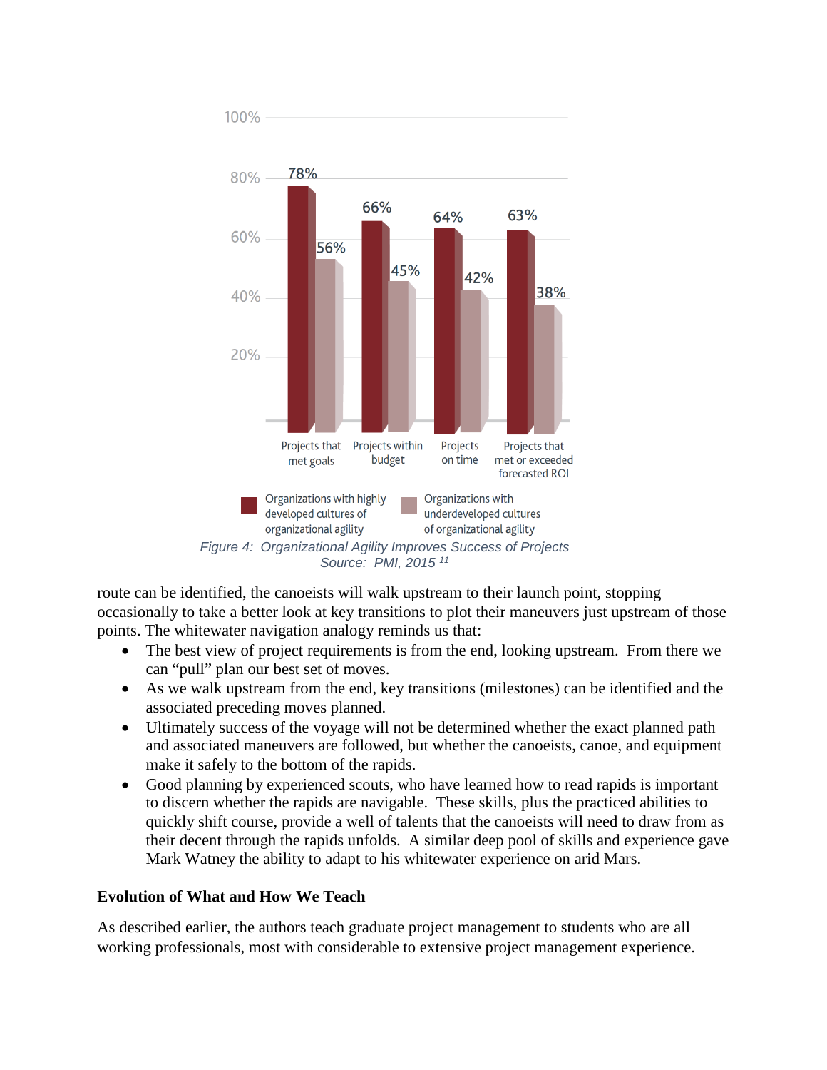Figure 4: Organizational Agility Improves Success of Projects
Source: PMI, 2015 [11]

route can be identified, the canoeists will walk upstream to their launch point, stopping occasionally to take a better look at key transitions to plot their maneuvers just upstream of those points. The whitewater navigation analogy reminds us that:

- The best view of project requirements is from the end, looking upstream. From there we can "pull" plan our best set of moves.
- As we walk upstream from the end, key transitions (milestones) can be identified and the associated preceding moves planned.
- Ultimately success of the voyage will not be determined whether the exact planned path and associated maneuvers are followed, but whether the canoeists, canoe, and equipment make it safely to the bottom of the rapids.
- Good planning by experienced scouts, who have learned how to read rapids is important to discern whether the rapids are navigable. These skills, plus the practiced abilities to quickly shift course, provide a well of talents that the canoeists will need to draw from as their decent through the rapids unfolds. A similar deep pool of skills and experience gave Mark Watney the ability to adapt to his whitewater experience on arid Mars.

**Evolution of What and How We Teach**

As described earlier, the authors teach graduate project management to students who are all working professionals, most with considerable to extensive project management experience.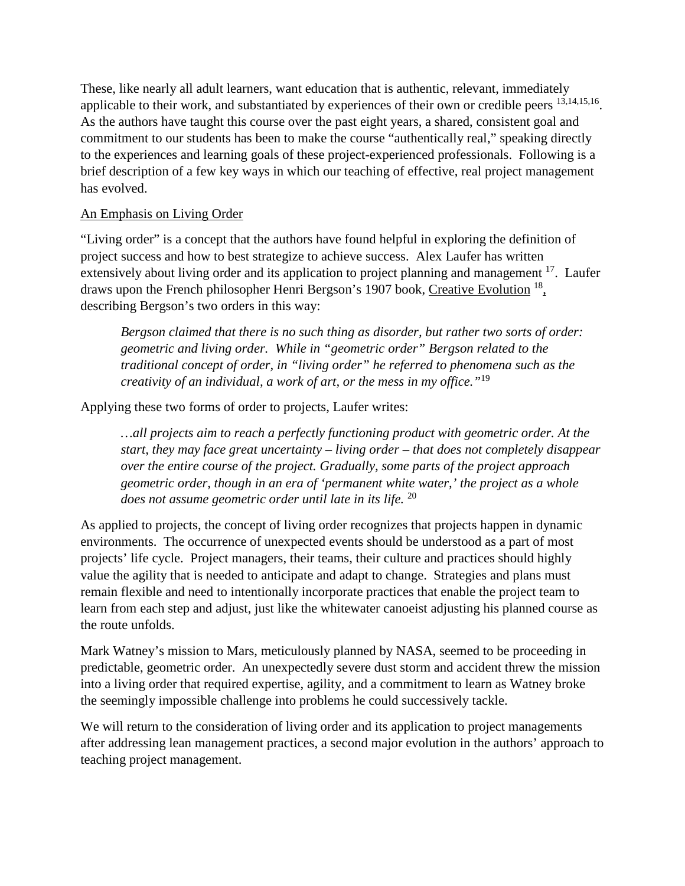These, like nearly all adult learners, want education that is authentic, relevant, immediately applicable to their work, and substantiated by experiences of their own or credible peers [13,14,15,16]. As the authors have taught this course over the past eight years, a shared, consistent goal and commitment to our students has been to make the course "authentically real," speaking directly to the experiences and learning goals of these project-experienced professionals. Following is a brief description of a few key ways in which our teaching of effective, real project management has evolved.

<u>An Emphasis on Living Order</u>

"Living order" is a concept that the authors have found helpful in exploring the definition of project success and how to best strategize to achieve success. Alex Laufer has written extensively about living order and its application to project planning and management [17]. Laufer draws upon the French philosopher Henri Bergson's 1907 book, <u>Creative Evolution</u> [18], describing Bergson's two orders in this way:

> *Bergson claimed that there is no such thing as disorder, but rather two sorts of order: geometric and living order. While in "geometric order" Bergson related to the traditional concept of order, in "living order" he referred to phenomena such as the creativity of an individual, a work of art, or the mess in my office."*[19]

Applying these two forms of order to projects, Laufer writes:

> *…all projects aim to reach a perfectly functioning product with geometric order. At the start, they may face great uncertainty – living order – that does not completely disappear over the entire course of the project. Gradually, some parts of the project approach geometric order, though in an era of 'permanent white water,' the project as a whole does not assume geometric order until late in its life.* [20]

As applied to projects, the concept of living order recognizes that projects happen in dynamic environments. The occurrence of unexpected events should be understood as a part of most projects' life cycle. Project managers, their teams, their culture and practices should highly value the agility that is needed to anticipate and adapt to change. Strategies and plans must remain flexible and need to intentionally incorporate practices that enable the project team to learn from each step and adjust, just like the whitewater canoeist adjusting his planned course as the route unfolds.

Mark Watney's mission to Mars, meticulously planned by NASA, seemed to be proceeding in predictable, geometric order. An unexpectedly severe dust storm and accident threw the mission into a living order that required expertise, agility, and a commitment to learn as Watney broke the seemingly impossible challenge into problems he could successively tackle.

We will return to the consideration of living order and its application to project managements after addressing lean management practices, a second major evolution in the authors' approach to teaching project management.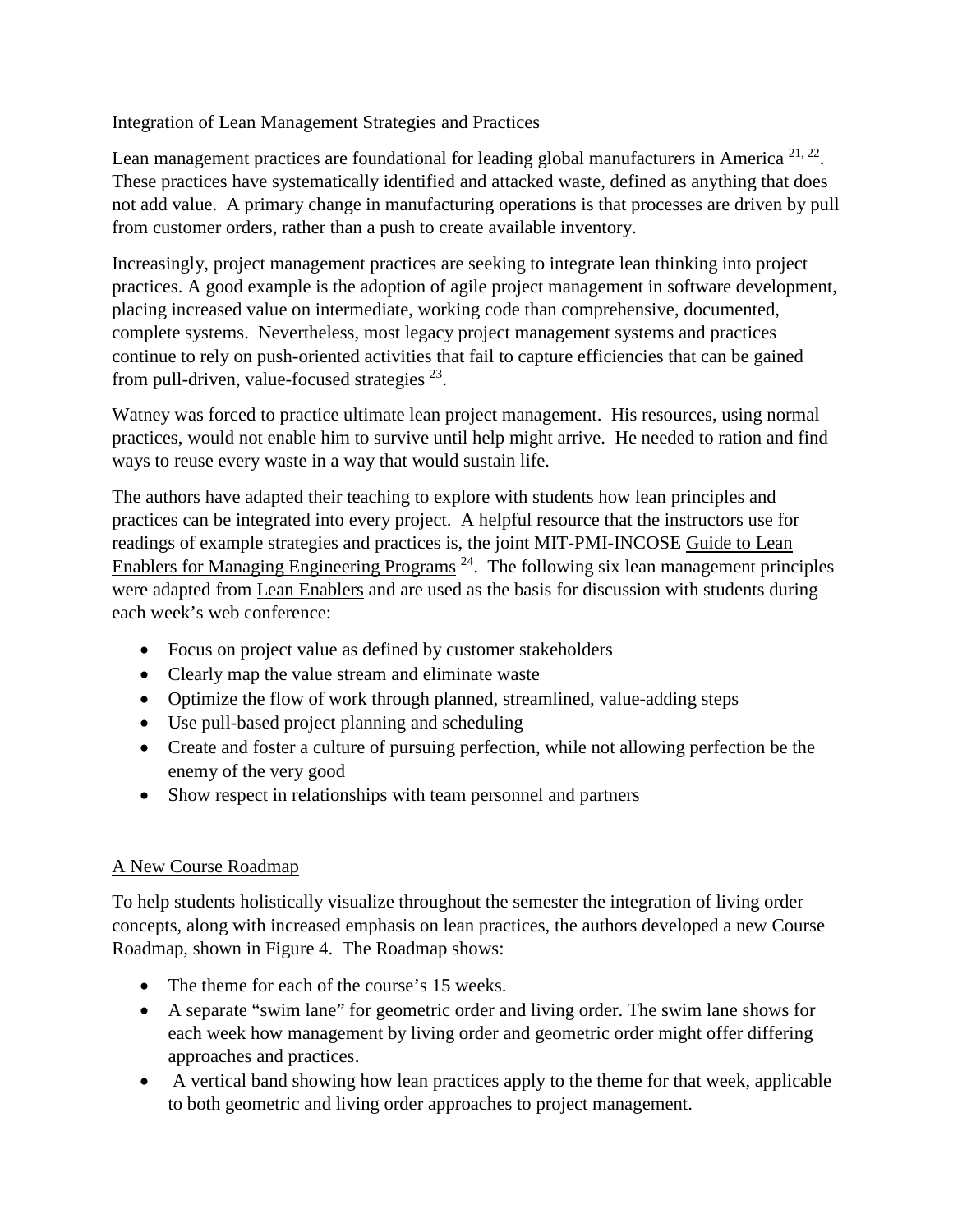## Integration of Lean Management Strategies and Practices

Lean management practices are foundational for leading global manufacturers in America [21, 22]. These practices have systematically identified and attacked waste, defined as anything that does not add value. A primary change in manufacturing operations is that processes are driven by pull from customer orders, rather than a push to create available inventory.

Increasingly, project management practices are seeking to integrate lean thinking into project practices. A good example is the adoption of agile project management in software development, placing increased value on intermediate, working code than comprehensive, documented, complete systems. Nevertheless, most legacy project management systems and practices continue to rely on push-oriented activities that fail to capture efficiencies that can be gained from pull-driven, value-focused strategies [23].

Watney was forced to practice ultimate lean project management. His resources, using normal practices, would not enable him to survive until help might arrive. He needed to ration and find ways to reuse every waste in a way that would sustain life.

The authors have adapted their teaching to explore with students how lean principles and practices can be integrated into every project. A helpful resource that the instructors use for readings of example strategies and practices is, the joint MIT-PMI-INCOSE Guide to Lean Enablers for Managing Engineering Programs [24]. The following six lean management principles were adapted from Lean Enablers and are used as the basis for discussion with students during each week's web conference:

- Focus on project value as defined by customer stakeholders
- Clearly map the value stream and eliminate waste
- Optimize the flow of work through planned, streamlined, value-adding steps
- Use pull-based project planning and scheduling
- Create and foster a culture of pursuing perfection, while not allowing perfection be the enemy of the very good
- Show respect in relationships with team personnel and partners

## A New Course Roadmap

To help students holistically visualize throughout the semester the integration of living order concepts, along with increased emphasis on lean practices, the authors developed a new Course Roadmap, shown in Figure 4. The Roadmap shows:

- The theme for each of the course's 15 weeks.
- A separate "swim lane" for geometric order and living order. The swim lane shows for each week how management by living order and geometric order might offer differing approaches and practices.
- A vertical band showing how lean practices apply to the theme for that week, applicable to both geometric and living order approaches to project management.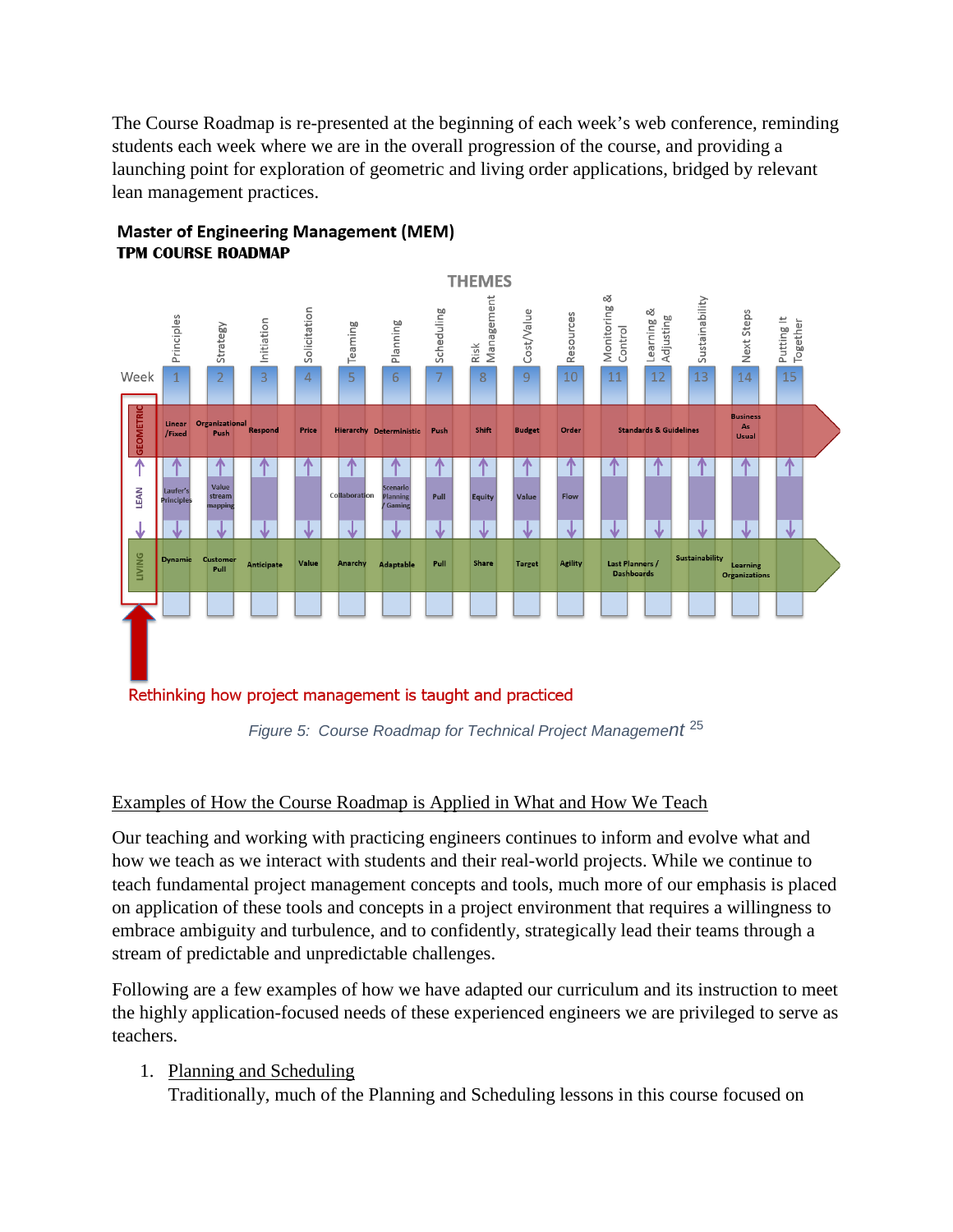The Course Roadmap is re-presented at the beginning of each week's web conference, reminding students each week where we are in the overall progression of the course, and providing a launching point for exploration of geometric and living order applications, bridged by relevant lean management practices.

**Master of Engineering Management (MEM)**
**TPM COURSE ROADMAP**

**THEMES**

| Week | 1 | 2 | 3 | 4 | 5 | 6 | 7 | 8 | 9 | 10 | 11 | 12 | 13 | 14 | 15 |
|---|---|---|---|---|---|---|---|---|---|---|---|---|---|---|---|
| Theme | Principles | Strategy | Initiation | Solicitation | Teaming | Planning | Scheduling | Risk Management | Cost/Value | Resources | Monitoring & Control | Learning & Adjusting | Sustainability | Next Steps | Putting It Together |
| GEOMETRIC | Linear /Fixed | Organizational Push | Respond | Price | Hierarchy | Deterministic | Push | Shift | Budget | Order | | Standards & Guidelines | | Business As Usual | |
| LEAN | Laufer's Principles | Value stream mapping | | | Collaboration | Scenario Planning / Gaming | Pull | Equity | Value | Flow | | | | | |
| LIVING | Dynamic | Customer Pull | Anticipate | Value | Anarchy | Adaptable | Pull | Share | Target | Agility | Last Planners / Dashboards | | Sustainability | Learning Organizations | |

Rethinking how project management is taught and practiced

*Figure 5: Course Roadmap for Technical Project Management* [25]

<u>Examples of How the Course Roadmap is Applied in What and How We Teach</u>

Our teaching and working with practicing engineers continues to inform and evolve what and how we teach as we interact with students and their real-world projects. While we continue to teach fundamental project management concepts and tools, much more of our emphasis is placed on application of these tools and concepts in a project environment that requires a willingness to embrace ambiguity and turbulence, and to confidently, strategically lead their teams through a stream of predictable and unpredictable challenges.

Following are a few examples of how we have adapted our curriculum and its instruction to meet the highly application-focused needs of these experienced engineers we are privileged to serve as teachers.

1. <u>Planning and Scheduling</u>
   Traditionally, much of the Planning and Scheduling lessons in this course focused on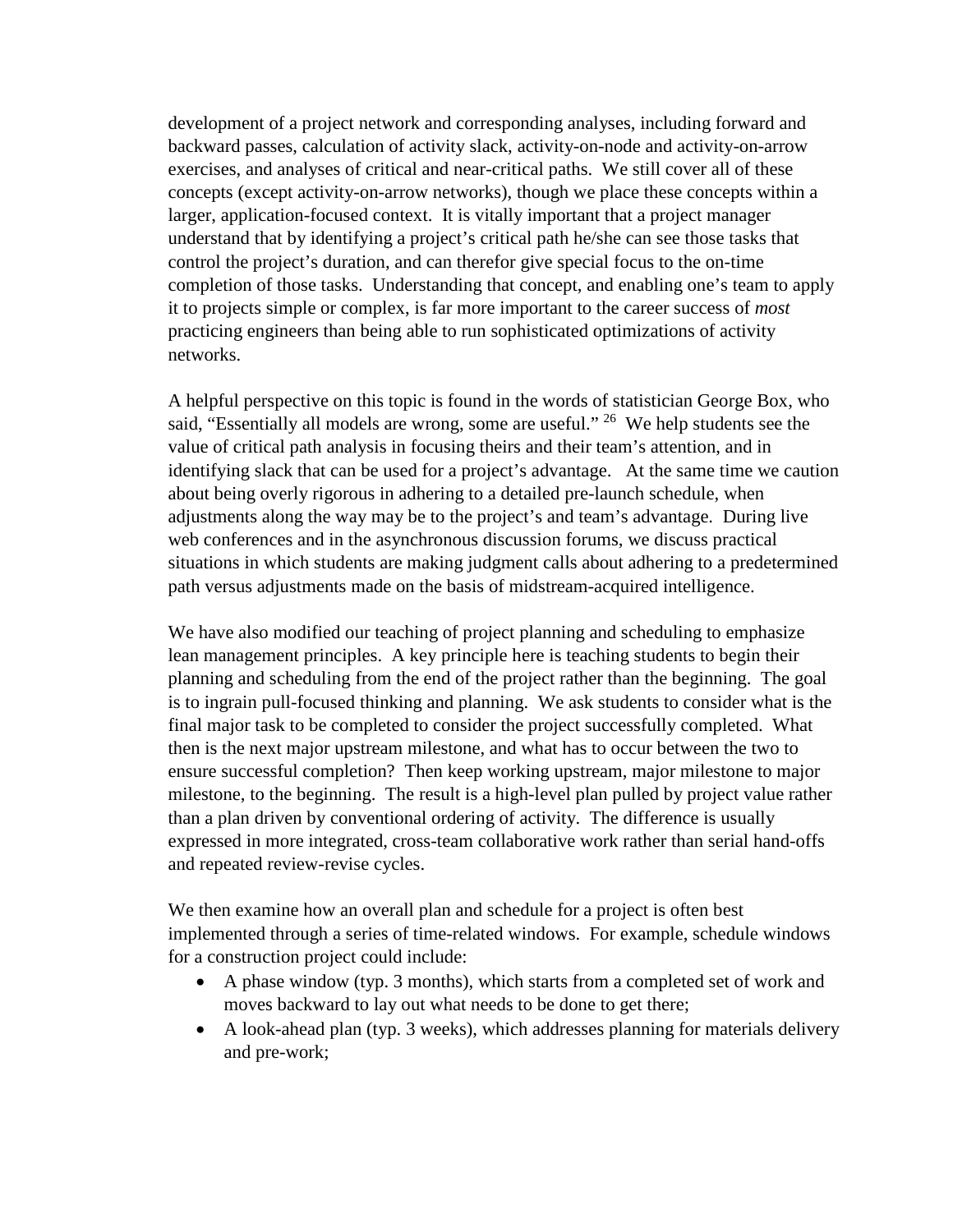development of a project network and corresponding analyses, including forward and backward passes, calculation of activity slack, activity-on-node and activity-on-arrow exercises, and analyses of critical and near-critical paths. We still cover all of these concepts (except activity-on-arrow networks), though we place these concepts within a larger, application-focused context. It is vitally important that a project manager understand that by identifying a project's critical path he/she can see those tasks that control the project's duration, and can therefor give special focus to the on-time completion of those tasks. Understanding that concept, and enabling one's team to apply it to projects simple or complex, is far more important to the career success of *most* practicing engineers than being able to run sophisticated optimizations of activity networks.

A helpful perspective on this topic is found in the words of statistician George Box, who said, "Essentially all models are wrong, some are useful." [26] We help students see the value of critical path analysis in focusing theirs and their team's attention, and in identifying slack that can be used for a project's advantage. At the same time we caution about being overly rigorous in adhering to a detailed pre-launch schedule, when adjustments along the way may be to the project's and team's advantage. During live web conferences and in the asynchronous discussion forums, we discuss practical situations in which students are making judgment calls about adhering to a predetermined path versus adjustments made on the basis of midstream-acquired intelligence.

We have also modified our teaching of project planning and scheduling to emphasize lean management principles. A key principle here is teaching students to begin their planning and scheduling from the end of the project rather than the beginning. The goal is to ingrain pull-focused thinking and planning. We ask students to consider what is the final major task to be completed to consider the project successfully completed. What then is the next major upstream milestone, and what has to occur between the two to ensure successful completion? Then keep working upstream, major milestone to major milestone, to the beginning. The result is a high-level plan pulled by project value rather than a plan driven by conventional ordering of activity. The difference is usually expressed in more integrated, cross-team collaborative work rather than serial hand-offs and repeated review-revise cycles.

We then examine how an overall plan and schedule for a project is often best implemented through a series of time-related windows. For example, schedule windows for a construction project could include:

- A phase window (typ. 3 months), which starts from a completed set of work and moves backward to lay out what needs to be done to get there;
- A look-ahead plan (typ. 3 weeks), which addresses planning for materials delivery and pre-work;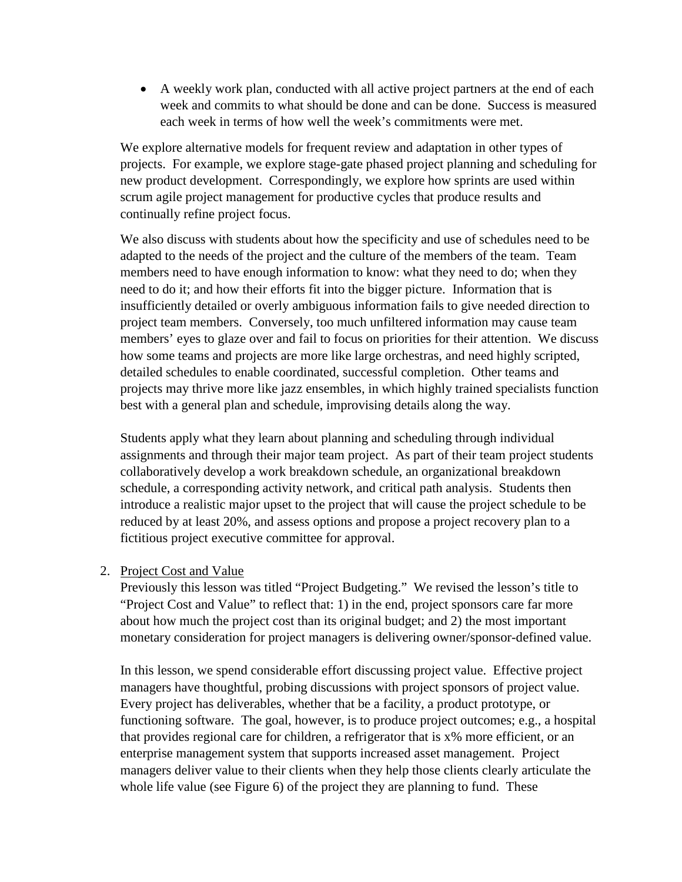- A weekly work plan, conducted with all active project partners at the end of each week and commits to what should be done and can be done. Success is measured each week in terms of how well the week's commitments were met.

We explore alternative models for frequent review and adaptation in other types of projects. For example, we explore stage-gate phased project planning and scheduling for new product development. Correspondingly, we explore how sprints are used within scrum agile project management for productive cycles that produce results and continually refine project focus.

We also discuss with students about how the specificity and use of schedules need to be adapted to the needs of the project and the culture of the members of the team. Team members need to have enough information to know: what they need to do; when they need to do it; and how their efforts fit into the bigger picture. Information that is insufficiently detailed or overly ambiguous information fails to give needed direction to project team members. Conversely, too much unfiltered information may cause team members' eyes to glaze over and fail to focus on priorities for their attention. We discuss how some teams and projects are more like large orchestras, and need highly scripted, detailed schedules to enable coordinated, successful completion. Other teams and projects may thrive more like jazz ensembles, in which highly trained specialists function best with a general plan and schedule, improvising details along the way.

Students apply what they learn about planning and scheduling through individual assignments and through their major team project. As part of their team project students collaboratively develop a work breakdown schedule, an organizational breakdown schedule, a corresponding activity network, and critical path analysis. Students then introduce a realistic major upset to the project that will cause the project schedule to be reduced by at least 20%, and assess options and propose a project recovery plan to a fictitious project executive committee for approval.

2. Project Cost and Value

   Previously this lesson was titled "Project Budgeting." We revised the lesson's title to "Project Cost and Value" to reflect that: 1) in the end, project sponsors care far more about how much the project cost than its original budget; and 2) the most important monetary consideration for project managers is delivering owner/sponsor-defined value.

   In this lesson, we spend considerable effort discussing project value. Effective project managers have thoughtful, probing discussions with project sponsors of project value. Every project has deliverables, whether that be a facility, a product prototype, or functioning software. The goal, however, is to produce project outcomes; e.g., a hospital that provides regional care for children, a refrigerator that is x% more efficient, or an enterprise management system that supports increased asset management. Project managers deliver value to their clients when they help those clients clearly articulate the whole life value (see Figure 6) of the project they are planning to fund. These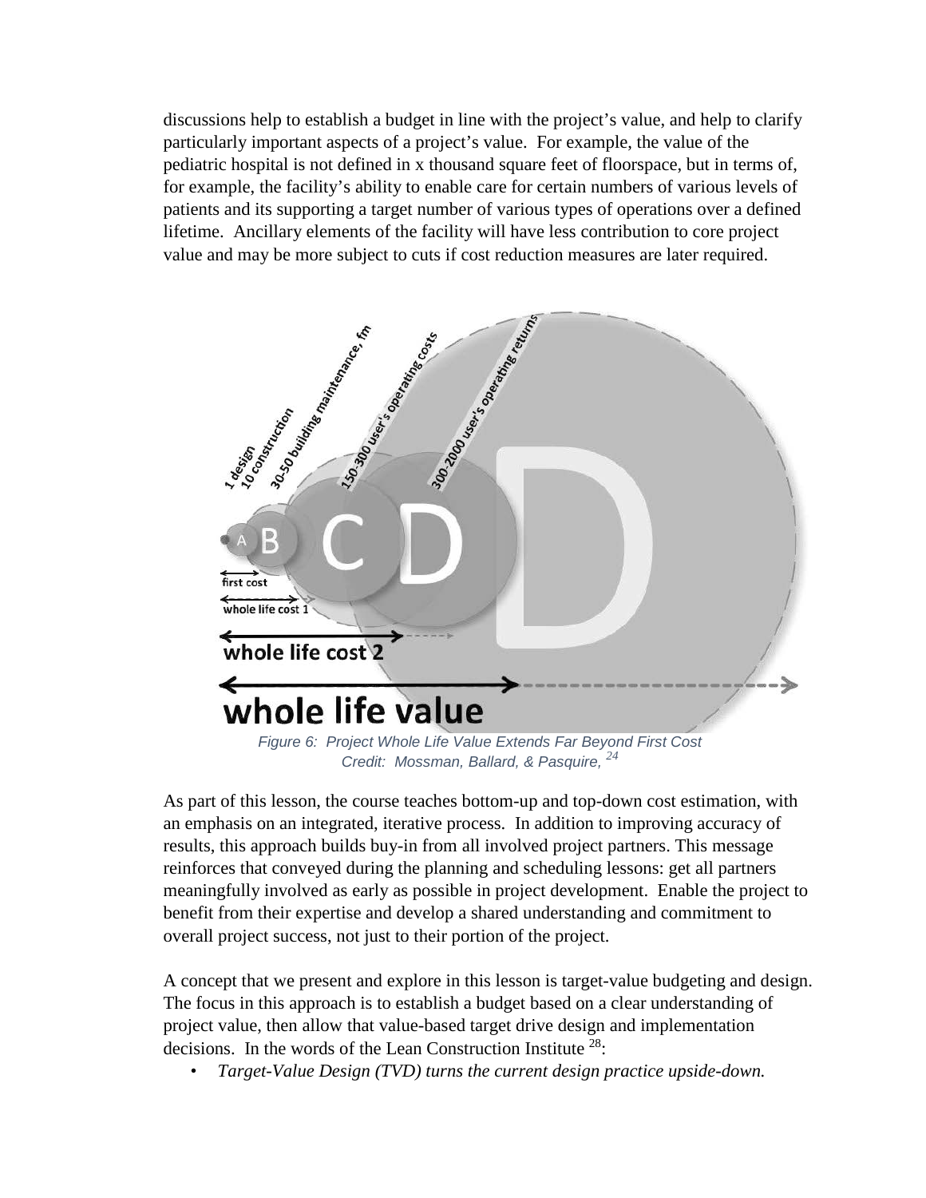discussions help to establish a budget in line with the project's value, and help to clarify particularly important aspects of a project's value. For example, the value of the pediatric hospital is not defined in x thousand square feet of floorspace, but in terms of, for example, the facility's ability to enable care for certain numbers of various levels of patients and its supporting a target number of various types of operations over a defined lifetime. Ancillary elements of the facility will have less contribution to core project value and may be more subject to cuts if cost reduction measures are later required.

*Figure 6: Project Whole Life Value Extends Far Beyond First Cost*
*Credit: Mossman, Ballard, & Pasquire,* [24]

As part of this lesson, the course teaches bottom-up and top-down cost estimation, with an emphasis on an integrated, iterative process. In addition to improving accuracy of results, this approach builds buy-in from all involved project partners. This message reinforces that conveyed during the planning and scheduling lessons: get all partners meaningfully involved as early as possible in project development. Enable the project to benefit from their expertise and develop a shared understanding and commitment to overall project success, not just to their portion of the project.

A concept that we present and explore in this lesson is target-value budgeting and design. The focus in this approach is to establish a budget based on a clear understanding of project value, then allow that value-based target drive design and implementation decisions. In the words of the Lean Construction Institute [28]:

- *Target-Value Design (TVD) turns the current design practice upside-down.*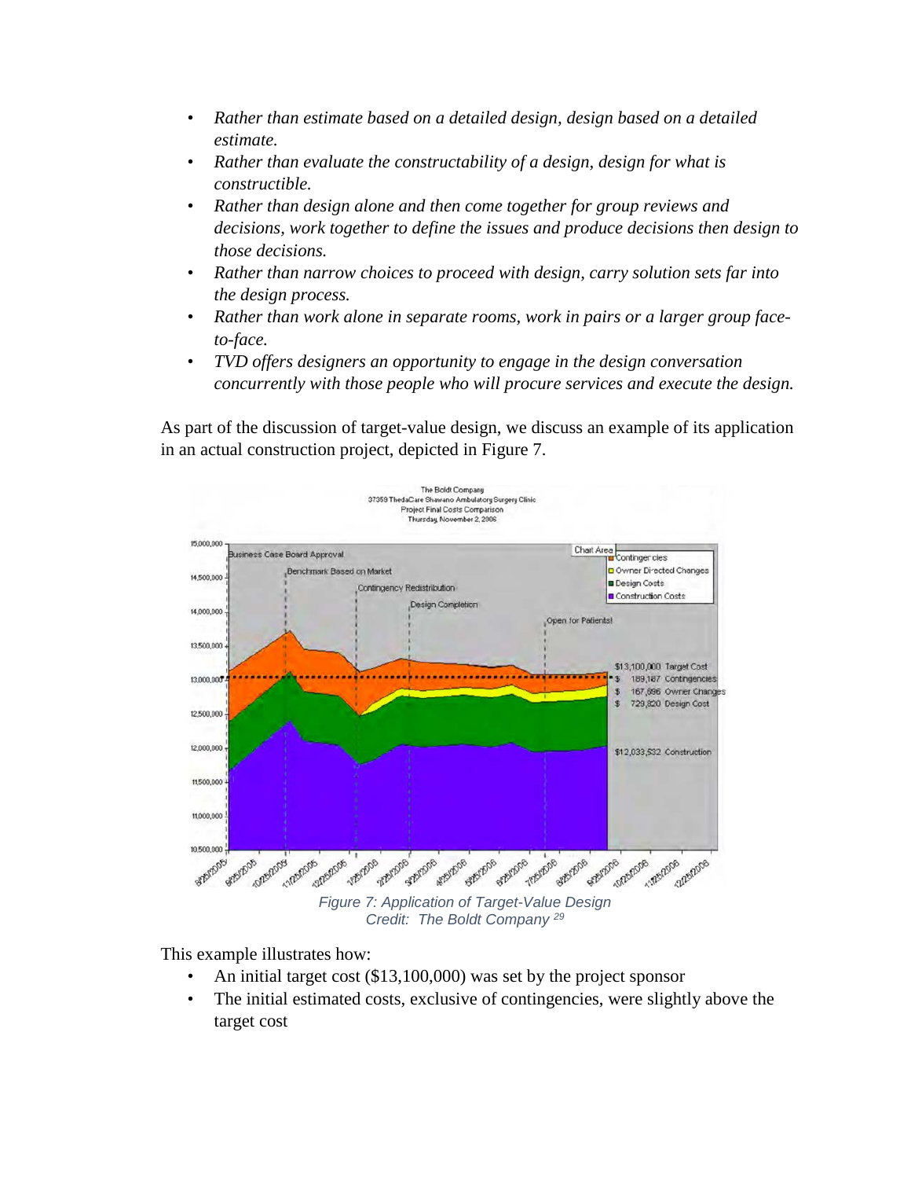- *Rather than estimate based on a detailed design, design based on a detailed estimate.*
- *Rather than evaluate the constructability of a design, design for what is constructible.*
- *Rather than design alone and then come together for group reviews and decisions, work together to define the issues and produce decisions then design to those decisions.*
- *Rather than narrow choices to proceed with design, carry solution sets far into the design process.*
- *Rather than work alone in separate rooms, work in pairs or a larger group face-to-face.*
- *TVD offers designers an opportunity to engage in the design conversation concurrently with those people who will procure services and execute the design.*

As part of the discussion of target-value design, we discuss an example of its application in an actual construction project, depicted in Figure 7.

*Figure 7: Application of Target-Value Design*
*Credit: The Boldt Company [29]*

This example illustrates how:

- An initial target cost ($13,100,000) was set by the project sponsor
- The initial estimated costs, exclusive of contingencies, were slightly above the target cost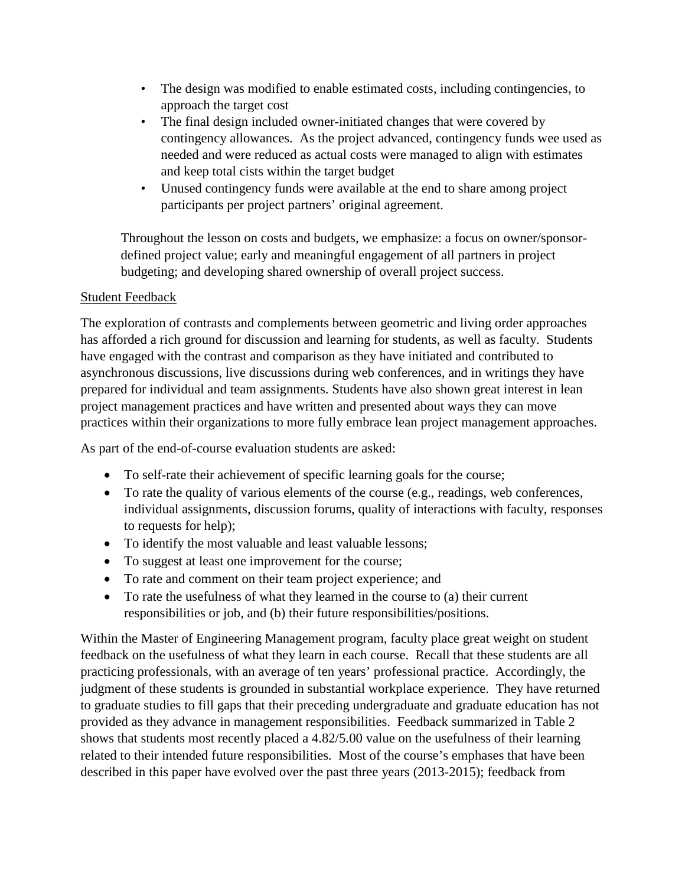- The design was modified to enable estimated costs, including contingencies, to approach the target cost
- The final design included owner-initiated changes that were covered by contingency allowances. As the project advanced, contingency funds wee used as needed and were reduced as actual costs were managed to align with estimates and keep total cists within the target budget
- Unused contingency funds were available at the end to share among project participants per project partners' original agreement.

Throughout the lesson on costs and budgets, we emphasize: a focus on owner/sponsor-defined project value; early and meaningful engagement of all partners in project budgeting; and developing shared ownership of overall project success.

Student Feedback

The exploration of contrasts and complements between geometric and living order approaches has afforded a rich ground for discussion and learning for students, as well as faculty. Students have engaged with the contrast and comparison as they have initiated and contributed to asynchronous discussions, live discussions during web conferences, and in writings they have prepared for individual and team assignments. Students have also shown great interest in lean project management practices and have written and presented about ways they can move practices within their organizations to more fully embrace lean project management approaches.

As part of the end-of-course evaluation students are asked:

- To self-rate their achievement of specific learning goals for the course;
- To rate the quality of various elements of the course (e.g., readings, web conferences, individual assignments, discussion forums, quality of interactions with faculty, responses to requests for help);
- To identify the most valuable and least valuable lessons;
- To suggest at least one improvement for the course;
- To rate and comment on their team project experience; and
- To rate the usefulness of what they learned in the course to (a) their current responsibilities or job, and (b) their future responsibilities/positions.

Within the Master of Engineering Management program, faculty place great weight on student feedback on the usefulness of what they learn in each course. Recall that these students are all practicing professionals, with an average of ten years' professional practice. Accordingly, the judgment of these students is grounded in substantial workplace experience. They have returned to graduate studies to fill gaps that their preceding undergraduate and graduate education has not provided as they advance in management responsibilities. Feedback summarized in Table 2 shows that students most recently placed a 4.82/5.00 value on the usefulness of their learning related to their intended future responsibilities. Most of the course's emphases that have been described in this paper have evolved over the past three years (2013-2015); feedback from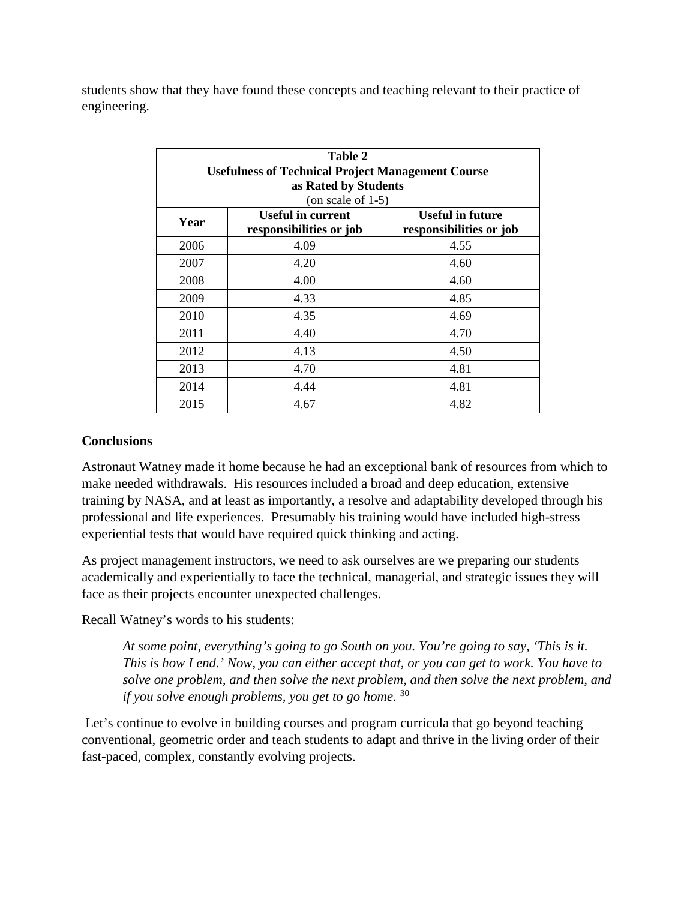students show that they have found these concepts and teaching relevant to their practice of engineering.

**Table 2**
**Usefulness of Technical Project Management Course as Rated by Students**
(on scale of 1-5)

| Year | Useful in current responsibilities or job | Useful in future responsibilities or job |
|---|---|---|
| 2006 | 4.09 | 4.55 |
| 2007 | 4.20 | 4.60 |
| 2008 | 4.00 | 4.60 |
| 2009 | 4.33 | 4.85 |
| 2010 | 4.35 | 4.69 |
| 2011 | 4.40 | 4.70 |
| 2012 | 4.13 | 4.50 |
| 2013 | 4.70 | 4.81 |
| 2014 | 4.44 | 4.81 |
| 2015 | 4.67 | 4.82 |

**Conclusions**

Astronaut Watney made it home because he had an exceptional bank of resources from which to make needed withdrawals. His resources included a broad and deep education, extensive training by NASA, and at least as importantly, a resolve and adaptability developed through his professional and life experiences. Presumably his training would have included high-stress experiential tests that would have required quick thinking and acting.

As project management instructors, we need to ask ourselves are we preparing our students academically and experientially to face the technical, managerial, and strategic issues they will face as their projects encounter unexpected challenges.

Recall Watney's words to his students:

> *At some point, everything's going to go South on you. You're going to say, 'This is it. This is how I end.' Now, you can either accept that, or you can get to work. You have to solve one problem, and then solve the next problem, and then solve the next problem, and if you solve enough problems, you get to go home.* [30]

Let's continue to evolve in building courses and program curricula that go beyond teaching conventional, geometric order and teach students to adapt and thrive in the living order of their fast-paced, complex, constantly evolving projects.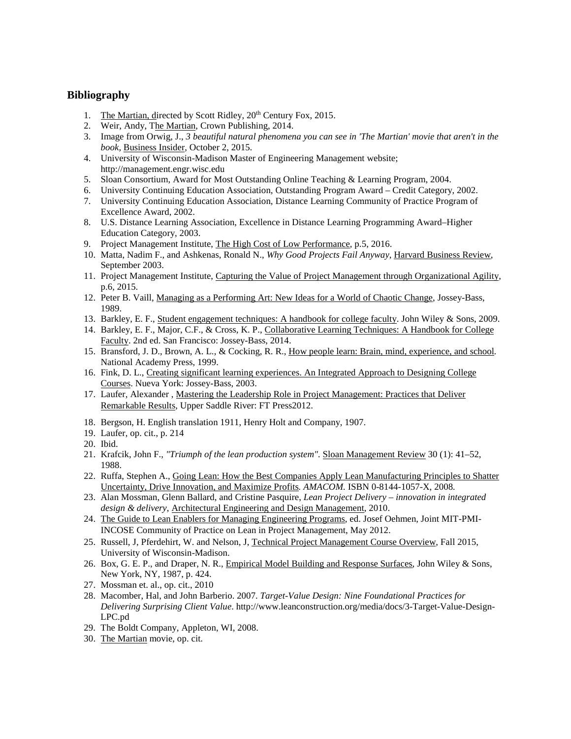## Bibliography

1. The Martian, directed by Scott Ridley, 20th Century Fox, 2015.
2. Weir, Andy, The Martian, Crown Publishing, 2014.
3. Image from Orwig, J., *3 beautiful natural phenomena you can see in 'The Martian' movie that aren't in the book*, Business Insider, October 2, 2015.
4. University of Wisconsin-Madison Master of Engineering Management website; http://management.engr.wisc.edu
5. Sloan Consortium, Award for Most Outstanding Online Teaching & Learning Program, 2004.
6. University Continuing Education Association, Outstanding Program Award – Credit Category, 2002.
7. University Continuing Education Association, Distance Learning Community of Practice Program of Excellence Award, 2002.
8. U.S. Distance Learning Association, Excellence in Distance Learning Programming Award–Higher Education Category, 2003.
9. Project Management Institute, The High Cost of Low Performance, p.5, 2016.
10. Matta, Nadim F., and Ashkenas, Ronald N., *Why Good Projects Fail Anyway*, Harvard Business Review, September 2003.
11. Project Management Institute, Capturing the Value of Project Management through Organizational Agility, p.6, 2015.
12. Peter B. Vaill, Managing as a Performing Art: New Ideas for a World of Chaotic Change, Jossey-Bass, 1989.
13. Barkley, E. F., Student engagement techniques: A handbook for college faculty. John Wiley & Sons, 2009.
14. Barkley, E. F., Major, C.F., & Cross, K. P., Collaborative Learning Techniques: A Handbook for College Faculty. 2nd ed. San Francisco: Jossey-Bass, 2014.
15. Bransford, J. D., Brown, A. L., & Cocking, R. R., How people learn: Brain, mind, experience, and school. National Academy Press, 1999.
16. Fink, D. L., Creating significant learning experiences. An Integrated Approach to Designing College Courses. Nueva York: Jossey-Bass, 2003.
17. Laufer, Alexander , Mastering the Leadership Role in Project Management: Practices that Deliver Remarkable Results, Upper Saddle River: FT Press2012.
18. Bergson, H. English translation 1911, Henry Holt and Company, 1907.
19. Laufer, op. cit., p. 214
20. Ibid.
21. Krafcik, John F., *"Triumph of the lean production system"*. Sloan Management Review 30 (1): 41–52, 1988.
22. Ruffa, Stephen A., Going Lean: How the Best Companies Apply Lean Manufacturing Principles to Shatter Uncertainty, Drive Innovation, and Maximize Profits*. AMACOM.* ISBN 0-8144-1057-X, 2008*.*
23. Alan Mossman, Glenn Ballard, and Cristine Pasquire, *Lean Project Delivery – innovation in integrated design & delivery*, Architectural Engineering and Design Management, 2010.
24. The Guide to Lean Enablers for Managing Engineering Programs, ed. Josef Oehmen, Joint MIT-PMI-INCOSE Community of Practice on Lean in Project Management, May 2012.
25. Russell, J, Pferdehirt, W. and Nelson, J, Technical Project Management Course Overview, Fall 2015, University of Wisconsin-Madison.
26. Box, G. E. P., and Draper, N. R., Empirical Model Building and Response Surfaces, John Wiley & Sons, New York, NY, 1987, p. 424.
27. Mossman et. al., op. cit., 2010
28. Macomber, Hal, and John Barberio. 2007. *Target-Value Design: Nine Foundational Practices for Delivering Surprising Client Value*. http://www.leanconstruction.org/media/docs/3-Target-Value-Design-LPC.pd
29. The Boldt Company, Appleton, WI, 2008.
30. The Martian movie, op. cit.